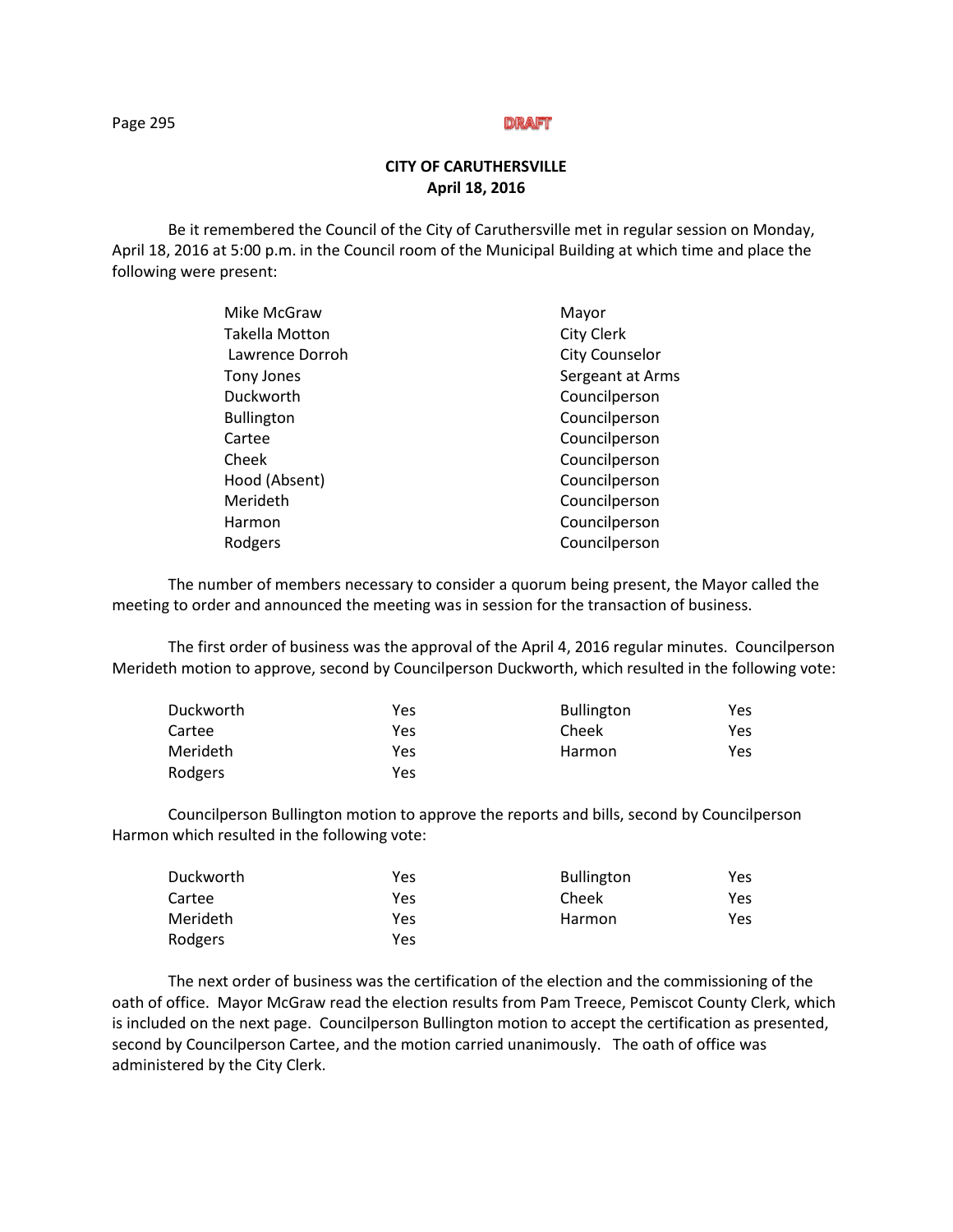DRAFT

**CITY OF CARUTHERSVILLE**
**April 18, 2016**

Be it remembered the Council of the City of Caruthersville met in regular session on Monday, April 18, 2016 at 5:00 p.m. in the Council room of the Municipal Building at which time and place the following were present:

| | |
|---|---|
| Mike McGraw | Mayor |
| Takella Motton | City Clerk |
| Lawrence Dorroh | City Counselor |
| Tony Jones | Sergeant at Arms |
| Duckworth | Councilperson |
| Bullington | Councilperson |
| Cartee | Councilperson |
| Cheek | Councilperson |
| Hood (Absent) | Councilperson |
| Merideth | Councilperson |
| Harmon | Councilperson |
| Rodgers | Councilperson |

The number of members necessary to consider a quorum being present, the Mayor called the meeting to order and announced the meeting was in session for the transaction of business.

The first order of business was the approval of the April 4, 2016 regular minutes. Councilperson Merideth motion to approve, second by Councilperson Duckworth, which resulted in the following vote:

| | | | |
|---|---|---|---|
| Duckworth | Yes | Bullington | Yes |
| Cartee | Yes | Cheek | Yes |
| Merideth | Yes | Harmon | Yes |
| Rodgers | Yes | | |

Councilperson Bullington motion to approve the reports and bills, second by Councilperson Harmon which resulted in the following vote:

| | | | |
|---|---|---|---|
| Duckworth | Yes | Bullington | Yes |
| Cartee | Yes | Cheek | Yes |
| Merideth | Yes | Harmon | Yes |
| Rodgers | Yes | | |

The next order of business was the certification of the election and the commissioning of the oath of office. Mayor McGraw read the election results from Pam Treece, Pemiscot County Clerk, which is included on the next page. Councilperson Bullington motion to accept the certification as presented, second by Councilperson Cartee, and the motion carried unanimously. The oath of office was administered by the City Clerk.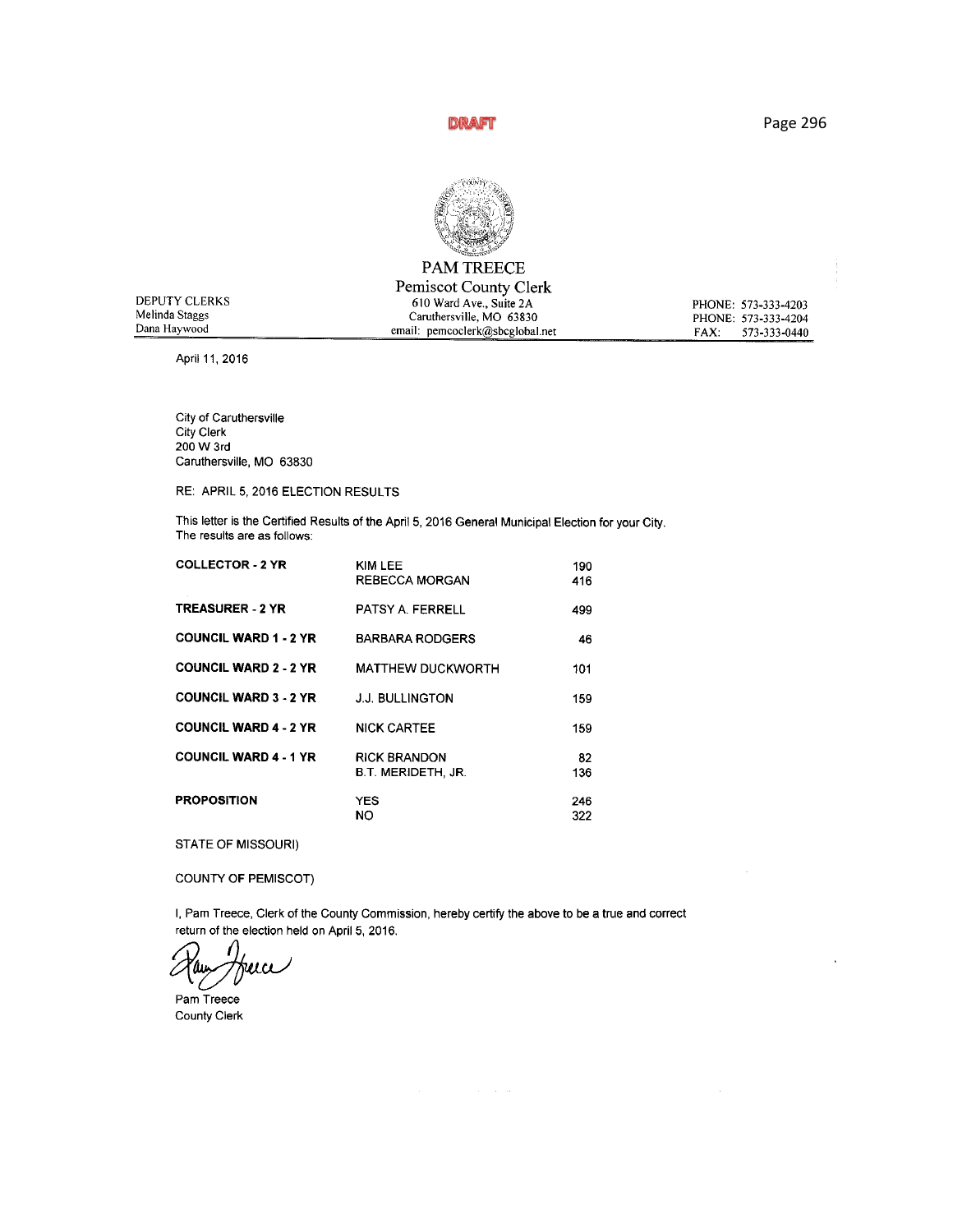DRAFT

# PAM TREECE

## Pemiscot County Clerk

610 Ward Ave., Suite 2A
Caruthersville, MO 63830
email: pemcoclerk@sbcglobal.net

DEPUTY CLERKS
Melinda Staggs
Dana Haywood

PHONE: 573-333-4203
PHONE: 573-333-4204
FAX: 573-333-0440

April 11, 2016

City of Caruthersville
City Clerk
200 W 3rd
Caruthersville, MO 63830

RE: APRIL 5, 2016 ELECTION RESULTS

This letter is the Certified Results of the April 5, 2016 General Municipal Election for your City. The results are as follows:

| | | |
|---|---|---|
| **COLLECTOR - 2 YR** | KIM LEE | 190 |
| | REBECCA MORGAN | 416 |
| **TREASURER - 2 YR** | PATSY A. FERRELL | 499 |
| **COUNCIL WARD 1 - 2 YR** | BARBARA RODGERS | 46 |
| **COUNCIL WARD 2 - 2 YR** | MATTHEW DUCKWORTH | 101 |
| **COUNCIL WARD 3 - 2 YR** | J.J. BULLINGTON | 159 |
| **COUNCIL WARD 4 - 2 YR** | NICK CARTEE | 159 |
| **COUNCIL WARD 4 - 1 YR** | RICK BRANDON | 82 |
| | B.T. MERIDETH, JR. | 136 |
| **PROPOSITION** | YES | 246 |
| | NO | 322 |

STATE OF MISSOURI)

COUNTY OF PEMISCOT)

I, Pam Treece, Clerk of the County Commission, hereby certify the above to be a true and correct return of the election held on April 5, 2016.

Pam Treece
County Clerk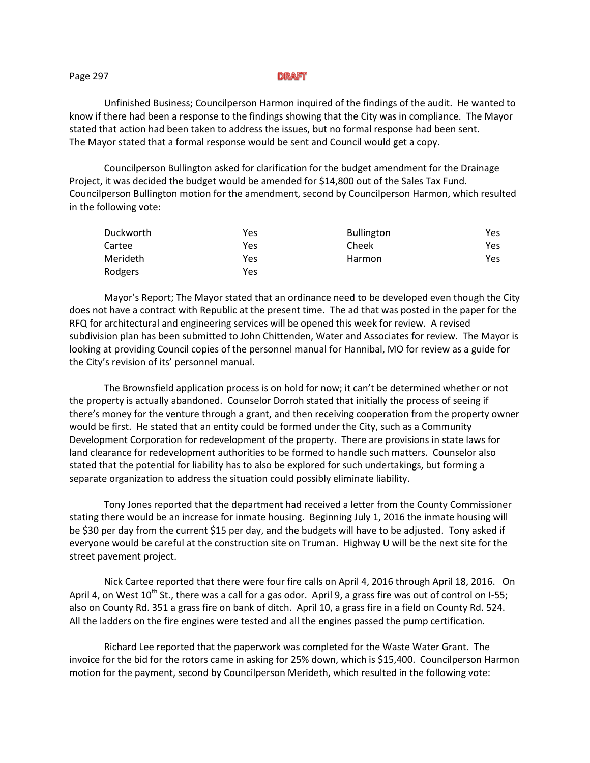Unfinished Business; Councilperson Harmon inquired of the findings of the audit. He wanted to know if there had been a response to the findings showing that the City was in compliance. The Mayor stated that action had been taken to address the issues, but no formal response had been sent. The Mayor stated that a formal response would be sent and Council would get a copy.

Councilperson Bullington asked for clarification for the budget amendment for the Drainage Project, it was decided the budget would be amended for $14,800 out of the Sales Tax Fund. Councilperson Bullington motion for the amendment, second by Councilperson Harmon, which resulted in the following vote:

| | | | |
|---|---|---|---|
| Duckworth | Yes | Bullington | Yes |
| Cartee | Yes | Cheek | Yes |
| Merideth | Yes | Harmon | Yes |
| Rodgers | Yes | | |

Mayor's Report; The Mayor stated that an ordinance need to be developed even though the City does not have a contract with Republic at the present time. The ad that was posted in the paper for the RFQ for architectural and engineering services will be opened this week for review. A revised subdivision plan has been submitted to John Chittenden, Water and Associates for review. The Mayor is looking at providing Council copies of the personnel manual for Hannibal, MO for review as a guide for the City's revision of its' personnel manual.

The Brownsfield application process is on hold for now; it can't be determined whether or not the property is actually abandoned. Counselor Dorroh stated that initially the process of seeing if there's money for the venture through a grant, and then receiving cooperation from the property owner would be first. He stated that an entity could be formed under the City, such as a Community Development Corporation for redevelopment of the property. There are provisions in state laws for land clearance for redevelopment authorities to be formed to handle such matters. Counselor also stated that the potential for liability has to also be explored for such undertakings, but forming a separate organization to address the situation could possibly eliminate liability.

Tony Jones reported that the department had received a letter from the County Commissioner stating there would be an increase for inmate housing. Beginning July 1, 2016 the inmate housing will be $30 per day from the current $15 per day, and the budgets will have to be adjusted. Tony asked if everyone would be careful at the construction site on Truman. Highway U will be the next site for the street pavement project.

Nick Cartee reported that there were four fire calls on April 4, 2016 through April 18, 2016. On April 4, on West 10th St., there was a call for a gas odor. April 9, a grass fire was out of control on I-55; also on County Rd. 351 a grass fire on bank of ditch. April 10, a grass fire in a field on County Rd. 524. All the ladders on the fire engines were tested and all the engines passed the pump certification.

Richard Lee reported that the paperwork was completed for the Waste Water Grant. The invoice for the bid for the rotors came in asking for 25% down, which is $15,400. Councilperson Harmon motion for the payment, second by Councilperson Merideth, which resulted in the following vote: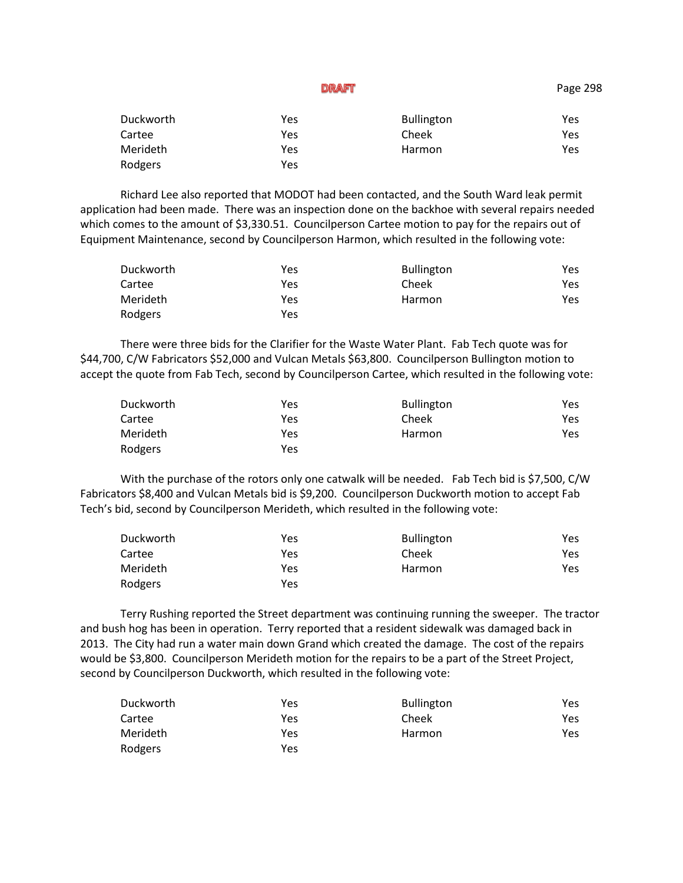DRAFT

| | | | |
|---|---|---|---|
| Duckworth | Yes | Bullington | Yes |
| Cartee | Yes | Cheek | Yes |
| Merideth | Yes | Harmon | Yes |
| Rodgers | Yes | | |

Richard Lee also reported that MODOT had been contacted, and the South Ward leak permit application had been made. There was an inspection done on the backhoe with several repairs needed which comes to the amount of $3,330.51. Councilperson Cartee motion to pay for the repairs out of Equipment Maintenance, second by Councilperson Harmon, which resulted in the following vote:

| | | | |
|---|---|---|---|
| Duckworth | Yes | Bullington | Yes |
| Cartee | Yes | Cheek | Yes |
| Merideth | Yes | Harmon | Yes |
| Rodgers | Yes | | |

There were three bids for the Clarifier for the Waste Water Plant. Fab Tech quote was for $44,700, C/W Fabricators $52,000 and Vulcan Metals $63,800. Councilperson Bullington motion to accept the quote from Fab Tech, second by Councilperson Cartee, which resulted in the following vote:

| | | | |
|---|---|---|---|
| Duckworth | Yes | Bullington | Yes |
| Cartee | Yes | Cheek | Yes |
| Merideth | Yes | Harmon | Yes |
| Rodgers | Yes | | |

With the purchase of the rotors only one catwalk will be needed. Fab Tech bid is $7,500, C/W Fabricators $8,400 and Vulcan Metals bid is $9,200. Councilperson Duckworth motion to accept Fab Tech's bid, second by Councilperson Merideth, which resulted in the following vote:

| | | | |
|---|---|---|---|
| Duckworth | Yes | Bullington | Yes |
| Cartee | Yes | Cheek | Yes |
| Merideth | Yes | Harmon | Yes |
| Rodgers | Yes | | |

Terry Rushing reported the Street department was continuing running the sweeper. The tractor and bush hog has been in operation. Terry reported that a resident sidewalk was damaged back in 2013. The City had run a water main down Grand which created the damage. The cost of the repairs would be $3,800. Councilperson Merideth motion for the repairs to be a part of the Street Project, second by Councilperson Duckworth, which resulted in the following vote:

| | | | |
|---|---|---|---|
| Duckworth | Yes | Bullington | Yes |
| Cartee | Yes | Cheek | Yes |
| Merideth | Yes | Harmon | Yes |
| Rodgers | Yes | | |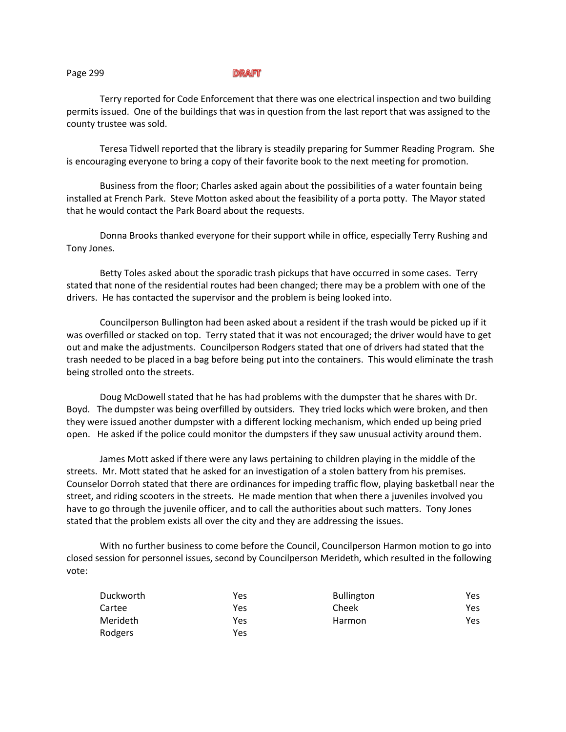DRAFT

Terry reported for Code Enforcement that there was one electrical inspection and two building permits issued. One of the buildings that was in question from the last report that was assigned to the county trustee was sold.

Teresa Tidwell reported that the library is steadily preparing for Summer Reading Program. She is encouraging everyone to bring a copy of their favorite book to the next meeting for promotion.

Business from the floor; Charles asked again about the possibilities of a water fountain being installed at French Park. Steve Motton asked about the feasibility of a porta potty. The Mayor stated that he would contact the Park Board about the requests.

Donna Brooks thanked everyone for their support while in office, especially Terry Rushing and Tony Jones.

Betty Toles asked about the sporadic trash pickups that have occurred in some cases. Terry stated that none of the residential routes had been changed; there may be a problem with one of the drivers. He has contacted the supervisor and the problem is being looked into.

Councilperson Bullington had been asked about a resident if the trash would be picked up if it was overfilled or stacked on top. Terry stated that it was not encouraged; the driver would have to get out and make the adjustments. Councilperson Rodgers stated that one of drivers had stated that the trash needed to be placed in a bag before being put into the containers. This would eliminate the trash being strolled onto the streets.

Doug McDowell stated that he has had problems with the dumpster that he shares with Dr. Boyd. The dumpster was being overfilled by outsiders. They tried locks which were broken, and then they were issued another dumpster with a different locking mechanism, which ended up being pried open. He asked if the police could monitor the dumpsters if they saw unusual activity around them.

James Mott asked if there were any laws pertaining to children playing in the middle of the streets. Mr. Mott stated that he asked for an investigation of a stolen battery from his premises. Counselor Dorroh stated that there are ordinances for impeding traffic flow, playing basketball near the street, and riding scooters in the streets. He made mention that when there a juveniles involved you have to go through the juvenile officer, and to call the authorities about such matters. Tony Jones stated that the problem exists all over the city and they are addressing the issues.

With no further business to come before the Council, Councilperson Harmon motion to go into closed session for personnel issues, second by Councilperson Merideth, which resulted in the following vote:

| | | | |
|---|---|---|---|
| Duckworth | Yes | Bullington | Yes |
| Cartee | Yes | Cheek | Yes |
| Merideth | Yes | Harmon | Yes |
| Rodgers | Yes | | |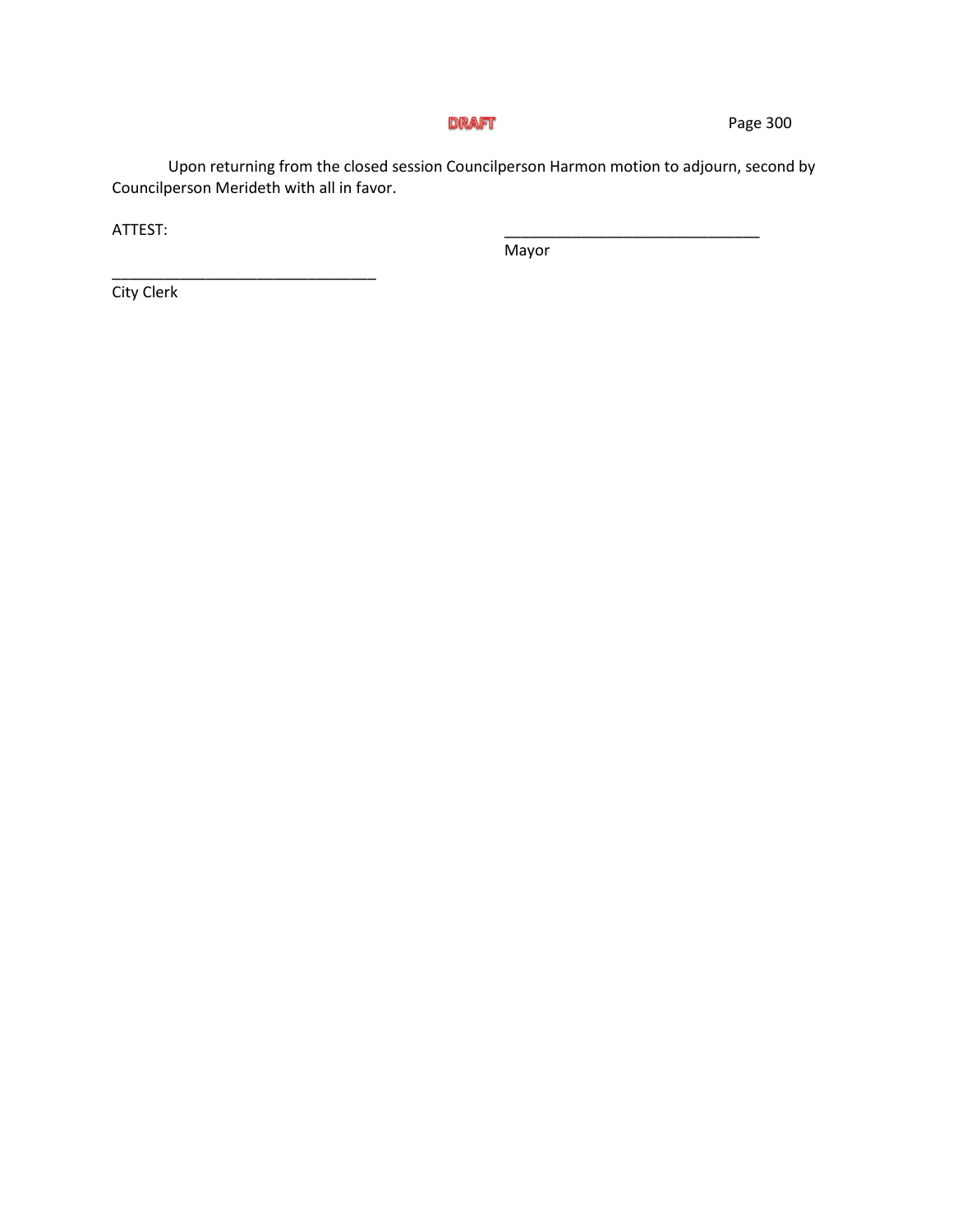DRAFT

Upon returning from the closed session Councilperson Harmon motion to adjourn, second by Councilperson Merideth with all in favor.

ATTEST:

\_\_\_\_\_\_\_\_\_\_\_\_\_\_\_\_\_\_\_\_\_\_\_\_\_\_\_\_\_\_
Mayor

\_\_\_\_\_\_\_\_\_\_\_\_\_\_\_\_\_\_\_\_\_\_\_\_\_\_\_\_\_\_\_
City Clerk